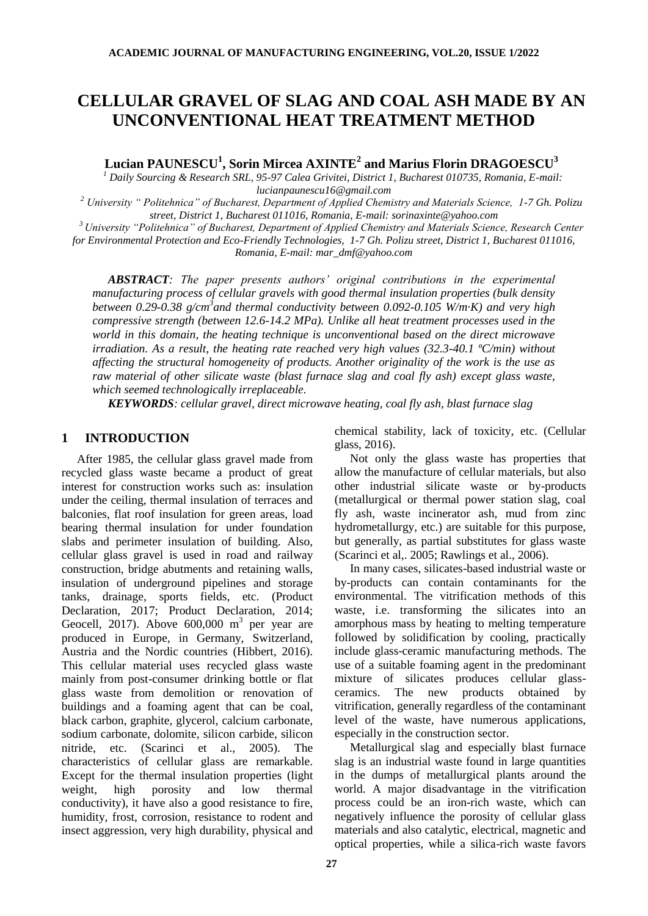# CELLULAR GRAVEL OF SLAG AND COAL ASH MADE BY AN UNCONVENTIONAL HEAT TREATMENT METHOD

**Lucian PAUNESCU[1], Sorin Mircea AXINTE[2] and Marius Florin DRAGOESCU[3]**

[1] *Daily Sourcing & Research SRL, 95-97 Calea Grivitei, District 1, Bucharest 010735, Romania, E-mail: lucianpaunescu16@gmail.com*

[2] *University " Politehnica" of Bucharest, Department of Applied Chemistry and Materials Science, 1-7 Gh. Polizu street, District 1, Bucharest 011016, Romania, E-mail: sorinaxinte@yahoo.com*

[3] *University "Politehnica" of Bucharest, Department of Applied Chemistry and Materials Science, Research Center for Environmental Protection and Eco-Friendly Technologies, 1-7 Gh. Polizu street, District 1, Bucharest 011016, Romania, E-mail: mar_dmf@yahoo.com*

***ABSTRACT****: The paper presents authors' original contributions in the experimental manufacturing process of cellular gravels with good thermal insulation properties (bulk density between 0.29-0.38 g/cm$^3$and thermal conductivity between 0.092-0.105 W/m·K) and very high compressive strength (between 12.6-14.2 MPa). Unlike all heat treatment processes used in the world in this domain, the heating technique is unconventional based on the direct microwave irradiation. As a result, the heating rate reached very high values (32.3-40.1 ºC/min) without affecting the structural homogeneity of products. Another originality of the work is the use as raw material of other silicate waste (blast furnace slag and coal fly ash) except glass waste, which seemed technologically irreplaceable.*

***KEYWORDS****: cellular gravel, direct microwave heating, coal fly ash, blast furnace slag*

## 1 INTRODUCTION

After 1985, the cellular glass gravel made from recycled glass waste became a product of great interest for construction works such as: insulation under the ceiling, thermal insulation of terraces and balconies, flat roof insulation for green areas, load bearing thermal insulation for under foundation slabs and perimeter insulation of building. Also, cellular glass gravel is used in road and railway construction, bridge abutments and retaining walls, insulation of underground pipelines and storage tanks, drainage, sports fields, etc. (Product Declaration, 2017; Product Declaration, 2014; Geocell, 2017). Above 600,000 m$^3$ per year are produced in Europe, in Germany, Switzerland, Austria and the Nordic countries (Hibbert, 2016). This cellular material uses recycled glass waste mainly from post-consumer drinking bottle or flat glass waste from demolition or renovation of buildings and a foaming agent that can be coal, black carbon, graphite, glycerol, calcium carbonate, sodium carbonate, dolomite, silicon carbide, silicon nitride, etc. (Scarinci et al., 2005). The characteristics of cellular glass are remarkable. Except for the thermal insulation properties (light weight, high porosity and low thermal conductivity), it have also a good resistance to fire, humidity, frost, corrosion, resistance to rodent and insect aggression, very high durability, physical and chemical stability, lack of toxicity, etc. (Cellular glass, 2016).

Not only the glass waste has properties that allow the manufacture of cellular materials, but also other industrial silicate waste or by-products (metallurgical or thermal power station slag, coal fly ash, waste incinerator ash, mud from zinc hydrometallurgy, etc.) are suitable for this purpose, but generally, as partial substitutes for glass waste (Scarinci et al,. 2005; Rawlings et al., 2006).

In many cases, silicates-based industrial waste or by-products can contain contaminants for the environmental. The vitrification methods of this waste, i.e. transforming the silicates into an amorphous mass by heating to melting temperature followed by solidification by cooling, practically include glass-ceramic manufacturing methods. The use of a suitable foaming agent in the predominant mixture of silicates produces cellular glass-ceramics. The new products obtained by vitrification, generally regardless of the contaminant level of the waste, have numerous applications, especially in the construction sector.

Metallurgical slag and especially blast furnace slag is an industrial waste found in large quantities in the dumps of metallurgical plants around the world. A major disadvantage in the vitrification process could be an iron-rich waste, which can negatively influence the porosity of cellular glass materials and also catalytic, electrical, magnetic and optical properties, while a silica-rich waste favors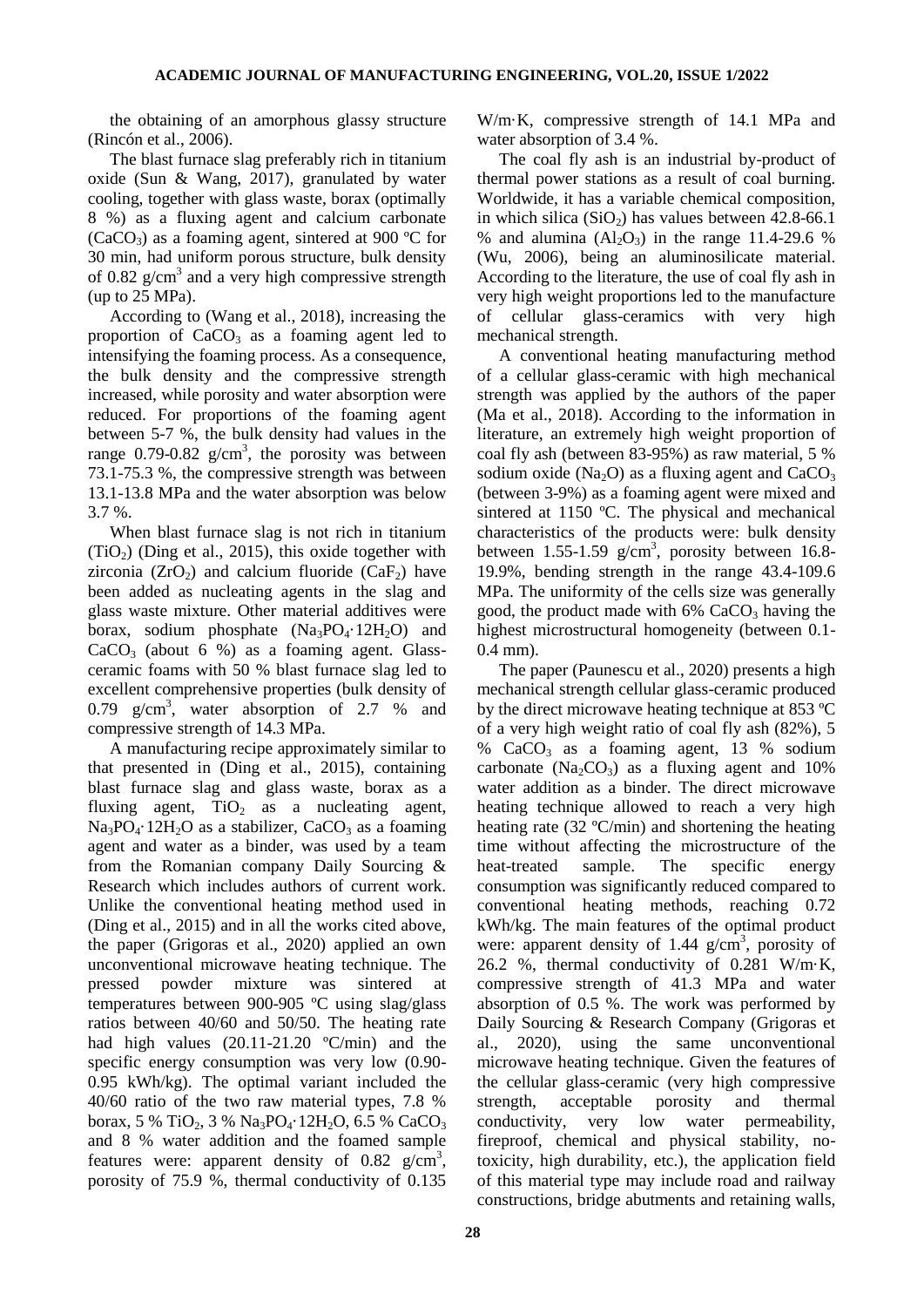the obtaining of an amorphous glassy structure (Rincón et al., 2006).

The blast furnace slag preferably rich in titanium oxide (Sun & Wang, 2017), granulated by water cooling, together with glass waste, borax (optimally 8 %) as a fluxing agent and calcium carbonate ($CaCO_3$) as a foaming agent, sintered at 900 ºC for 30 min, had uniform porous structure, bulk density of 0.82 g/cm$^3$ and a very high compressive strength (up to 25 MPa).

According to (Wang et al., 2018), increasing the proportion of $CaCO_3$ as a foaming agent led to intensifying the foaming process. As a consequence, the bulk density and the compressive strength increased, while porosity and water absorption were reduced. For proportions of the foaming agent between 5-7 %, the bulk density had values in the range 0.79-0.82 g/cm$^3$, the porosity was between 73.1-75.3 %, the compressive strength was between 13.1-13.8 MPa and the water absorption was below 3.7 %.

When blast furnace slag is not rich in titanium ($TiO_2$) (Ding et al., 2015), this oxide together with zirconia ($ZrO_2$) and calcium fluoride ($CaF_2$) have been added as nucleating agents in the slag and glass waste mixture. Other material additives were borax, sodium phosphate ($Na_3PO_4 \cdot 12H_2O$) and $CaCO_3$ (about 6 %) as a foaming agent. Glass-ceramic foams with 50 % blast furnace slag led to excellent comprehensive properties (bulk density of 0.79 g/cm$^3$, water absorption of 2.7 % and compressive strength of 14.3 MPa.

A manufacturing recipe approximately similar to that presented in (Ding et al., 2015), containing blast furnace slag and glass waste, borax as a fluxing agent, $TiO_2$ as a nucleating agent, $Na_3PO_4 \cdot 12H_2O$ as a stabilizer, $CaCO_3$ as a foaming agent and water as a binder, was used by a team from the Romanian company Daily Sourcing & Research which includes authors of current work. Unlike the conventional heating method used in (Ding et al., 2015) and in all the works cited above, the paper (Grigoras et al., 2020) applied an own unconventional microwave heating technique. The pressed powder mixture was sintered at temperatures between 900-905 ºC using slag/glass ratios between 40/60 and 50/50. The heating rate had high values (20.11-21.20 ºC/min) and the specific energy consumption was very low (0.90-0.95 kWh/kg). The optimal variant included the 40/60 ratio of the two raw material types, 7.8 % borax, 5 % $TiO_2$, 3 % $Na_3PO_4 \cdot 12H_2O$, 6.5 % $CaCO_3$ and 8 % water addition and the foamed sample features were: apparent density of 0.82 g/cm$^3$, porosity of 75.9 %, thermal conductivity of 0.135 W/m·K, compressive strength of 14.1 MPa and water absorption of 3.4 %.

The coal fly ash is an industrial by-product of thermal power stations as a result of coal burning. Worldwide, it has a variable chemical composition, in which silica ($SiO_2$) has values between 42.8-66.1 % and alumina ($Al_2O_3$) in the range 11.4-29.6 % (Wu, 2006), being an aluminosilicate material. According to the literature, the use of coal fly ash in very high weight proportions led to the manufacture of cellular glass-ceramics with very high mechanical strength.

A conventional heating manufacturing method of a cellular glass-ceramic with high mechanical strength was applied by the authors of the paper (Ma et al., 2018). According to the information in literature, an extremely high weight proportion of coal fly ash (between 83-95%) as raw material, 5 % sodium oxide ($Na_2O$) as a fluxing agent and $CaCO_3$ (between 3-9%) as a foaming agent were mixed and sintered at 1150 ºC. The physical and mechanical characteristics of the products were: bulk density between 1.55-1.59 g/cm$^3$, porosity between 16.8-19.9%, bending strength in the range 43.4-109.6 MPa. The uniformity of the cells size was generally good, the product made with 6% $CaCO_3$ having the highest microstructural homogeneity (between 0.1-0.4 mm).

The paper (Paunescu et al., 2020) presents a high mechanical strength cellular glass-ceramic produced by the direct microwave heating technique at 853 ºC of a very high weight ratio of coal fly ash (82%), 5 % $CaCO_3$ as a foaming agent, 13 % sodium carbonate ($Na_2CO_3$) as a fluxing agent and 10% water addition as a binder. The direct microwave heating technique allowed to reach a very high heating rate (32 ºC/min) and shortening the heating time without affecting the microstructure of the heat-treated sample. The specific energy consumption was significantly reduced compared to conventional heating methods, reaching 0.72 kWh/kg. The main features of the optimal product were: apparent density of 1.44 g/cm$^3$, porosity of 26.2 %, thermal conductivity of 0.281 W/m·K, compressive strength of 41.3 MPa and water absorption of 0.5 %. The work was performed by Daily Sourcing & Research Company (Grigoras et al., 2020), using the same unconventional microwave heating technique. Given the features of the cellular glass-ceramic (very high compressive strength, acceptable porosity and thermal conductivity, very low water permeability, fireproof, chemical and physical stability, no-toxicity, high durability, etc.), the application field of this material type may include road and railway constructions, bridge abutments and retaining walls,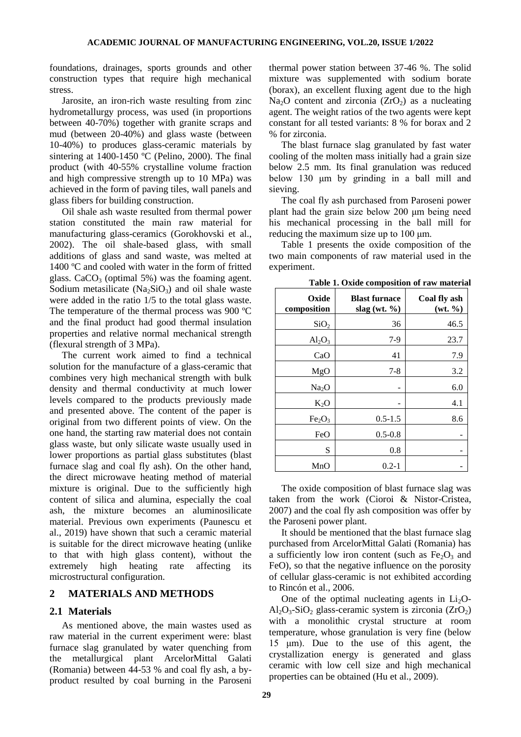foundations, drainages, sports grounds and other construction types that require high mechanical stress.

Jarosite, an iron-rich waste resulting from zinc hydrometallurgy process, was used (in proportions between 40-70%) together with granite scraps and mud (between 20-40%) and glass waste (between 10-40%) to produces glass-ceramic materials by sintering at 1400-1450 ºC (Pelino, 2000). The final product (with 40-55% crystalline volume fraction and high compressive strength up to 10 MPa) was achieved in the form of paving tiles, wall panels and glass fibers for building construction.

Oil shale ash waste resulted from thermal power station constituted the main raw material for manufacturing glass-ceramics (Gorokhovski et al., 2002). The oil shale-based glass, with small additions of glass and sand waste, was melted at 1400 ºC and cooled with water in the form of fritted glass. $CaCO_3$ (optimal 5%) was the foaming agent. Sodium metasilicate ($Na_2SiO_3$) and oil shale waste were added in the ratio 1/5 to the total glass waste. The temperature of the thermal process was 900 ºC and the final product had good thermal insulation properties and relative normal mechanical strength (flexural strength of 3 MPa).

The current work aimed to find a technical solution for the manufacture of a glass-ceramic that combines very high mechanical strength with bulk density and thermal conductivity at much lower levels compared to the products previously made and presented above. The content of the paper is original from two different points of view. On the one hand, the starting raw material does not contain glass waste, but only silicate waste usually used in lower proportions as partial glass substitutes (blast furnace slag and coal fly ash). On the other hand, the direct microwave heating method of material mixture is original. Due to the sufficiently high content of silica and alumina, especially the coal ash, the mixture becomes an aluminosilicate material. Previous own experiments (Paunescu et al., 2019) have shown that such a ceramic material is suitable for the direct microwave heating (unlike to that with high glass content), without the extremely high heating rate affecting its microstructural configuration.

## 2 MATERIALS AND METHODS

### 2.1 Materials

As mentioned above, the main wastes used as raw material in the current experiment were: blast furnace slag granulated by water quenching from the metallurgical plant ArcelorMittal Galati (Romania) between 44-53 % and coal fly ash, a by-product resulted by coal burning in the Paroseni thermal power station between 37-46 %. The solid mixture was supplemented with sodium borate (borax), an excellent fluxing agent due to the high $Na_2O$ content and zirconia ($ZrO_2$) as a nucleating agent. The weight ratios of the two agents were kept constant for all tested variants: 8 % for borax and 2 % for zirconia.

The blast furnace slag granulated by fast water cooling of the molten mass initially had a grain size below 2.5 mm. Its final granulation was reduced below 130 μm by grinding in a ball mill and sieving.

The coal fly ash purchased from Paroseni power plant had the grain size below 200 μm being need his mechanical processing in the ball mill for reducing the maximum size up to 100 μm.

Table 1 presents the oxide composition of the two main components of raw material used in the experiment.

**Table 1. Oxide composition of raw material**

| Oxide composition | Blast furnace slag (wt. %) | Coal fly ash (wt. %) |
|---|---|---|
| $SiO_2$ | 36 | 46.5 |
| $Al_2O_3$ | 7-9 | 23.7 |
| CaO | 41 | 7.9 |
| MgO | 7-8 | 3.2 |
| $Na_2O$ | - | 6.0 |
| $K_2O$ | - | 4.1 |
| $Fe_2O_3$ | 0.5-1.5 | 8.6 |
| FeO | 0.5-0.8 | - |
| S | 0.8 | - |
| MnO | 0.2-1 | - |

The oxide composition of blast furnace slag was taken from the work (Cioroi & Nistor-Cristea, 2007) and the coal fly ash composition was offer by the Paroseni power plant.

It should be mentioned that the blast furnace slag purchased from ArcelorMittal Galati (Romania) has a sufficiently low iron content (such as $Fe_2O_3$ and FeO), so that the negative influence on the porosity of cellular glass-ceramic is not exhibited according to Rincón et al., 2006.

One of the optimal nucleating agents in $Li_2O$-$Al_2O_3$-$SiO_2$ glass-ceramic system is zirconia ($ZrO_2$) with a monolithic crystal structure at room temperature, whose granulation is very fine (below 15 μm). Due to the use of this agent, the crystallization energy is generated and glass ceramic with low cell size and high mechanical properties can be obtained (Hu et al., 2009).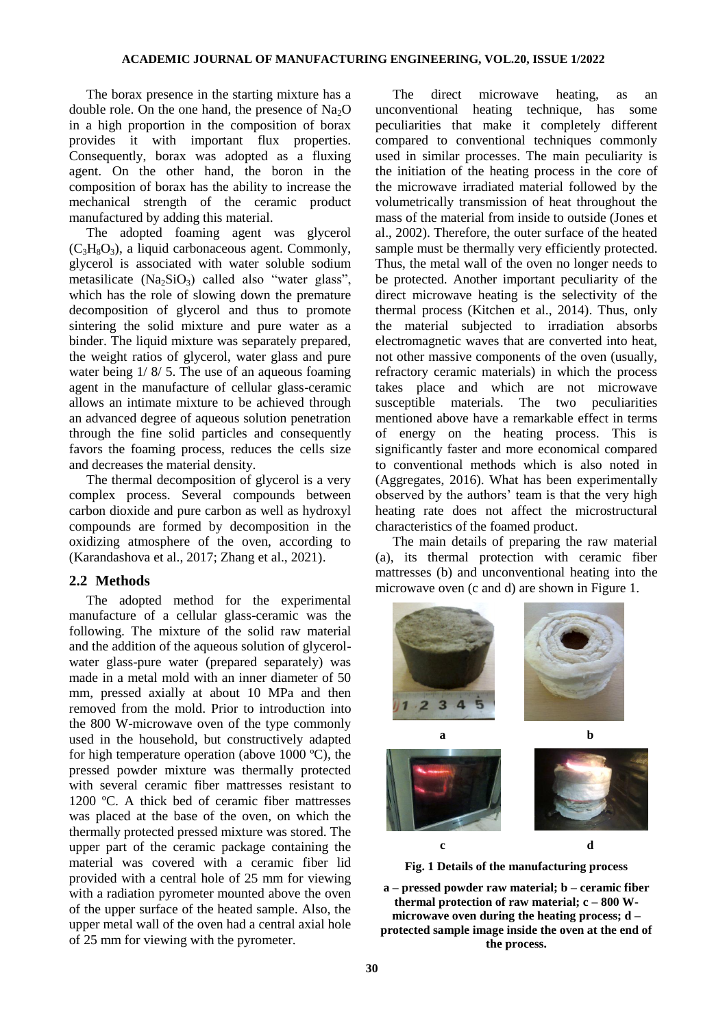The borax presence in the starting mixture has a double role. On the one hand, the presence of $Na_2O$ in a high proportion in the composition of borax provides it with important flux properties. Consequently, borax was adopted as a fluxing agent. On the other hand, the boron in the composition of borax has the ability to increase the mechanical strength of the ceramic product manufactured by adding this material.

The adopted foaming agent was glycerol ($C_3H_8O_3$), a liquid carbonaceous agent. Commonly, glycerol is associated with water soluble sodium metasilicate ($Na_2SiO_3$) called also "water glass", which has the role of slowing down the premature decomposition of glycerol and thus to promote sintering the solid mixture and pure water as a binder. The liquid mixture was separately prepared, the weight ratios of glycerol, water glass and pure water being 1/ 8/ 5. The use of an aqueous foaming agent in the manufacture of cellular glass-ceramic allows an intimate mixture to be achieved through an advanced degree of aqueous solution penetration through the fine solid particles and consequently favors the foaming process, reduces the cells size and decreases the material density.

The thermal decomposition of glycerol is a very complex process. Several compounds between carbon dioxide and pure carbon as well as hydroxyl compounds are formed by decomposition in the oxidizing atmosphere of the oven, according to (Karandashova et al., 2017; Zhang et al., 2021).

## 2.2 Methods

The adopted method for the experimental manufacture of a cellular glass-ceramic was the following. The mixture of the solid raw material and the addition of the aqueous solution of glycerol-water glass-pure water (prepared separately) was made in a metal mold with an inner diameter of 50 mm, pressed axially at about 10 MPa and then removed from the mold. Prior to introduction into the 800 W-microwave oven of the type commonly used in the household, but constructively adapted for high temperature operation (above 1000 ºC), the pressed powder mixture was thermally protected with several ceramic fiber mattresses resistant to 1200 ºC. A thick bed of ceramic fiber mattresses was placed at the base of the oven, on which the thermally protected pressed mixture was stored. The upper part of the ceramic package containing the material was covered with a ceramic fiber lid provided with a central hole of 25 mm for viewing with a radiation pyrometer mounted above the oven of the upper surface of the heated sample. Also, the upper metal wall of the oven had a central axial hole of 25 mm for viewing with the pyrometer.

The direct microwave heating, as an unconventional heating technique, has some peculiarities that make it completely different compared to conventional techniques commonly used in similar processes. The main peculiarity is the initiation of the heating process in the core of the microwave irradiated material followed by the volumetrically transmission of heat throughout the mass of the material from inside to outside (Jones et al., 2002). Therefore, the outer surface of the heated sample must be thermally very efficiently protected. Thus, the metal wall of the oven no longer needs to be protected. Another important peculiarity of the direct microwave heating is the selectivity of the thermal process (Kitchen et al., 2014). Thus, only the material subjected to irradiation absorbs electromagnetic waves that are converted into heat, not other massive components of the oven (usually, refractory ceramic materials) in which the process takes place and which are not microwave susceptible materials. The two peculiarities mentioned above have a remarkable effect in terms of energy on the heating process. This is significantly faster and more economical compared to conventional methods which is also noted in (Aggregates, 2016). What has been experimentally observed by the authors' team is that the very high heating rate does not affect the microstructural characteristics of the foamed product.

The main details of preparing the raw material (a), its thermal protection with ceramic fiber mattresses (b) and unconventional heating into the microwave oven (c and d) are shown in Figure 1.

**Fig. 1 Details of the manufacturing process**

**a – pressed powder raw material; b – ceramic fiber thermal protection of raw material; c – 800 W-microwave oven during the heating process; d – protected sample image inside the oven at the end of the process.**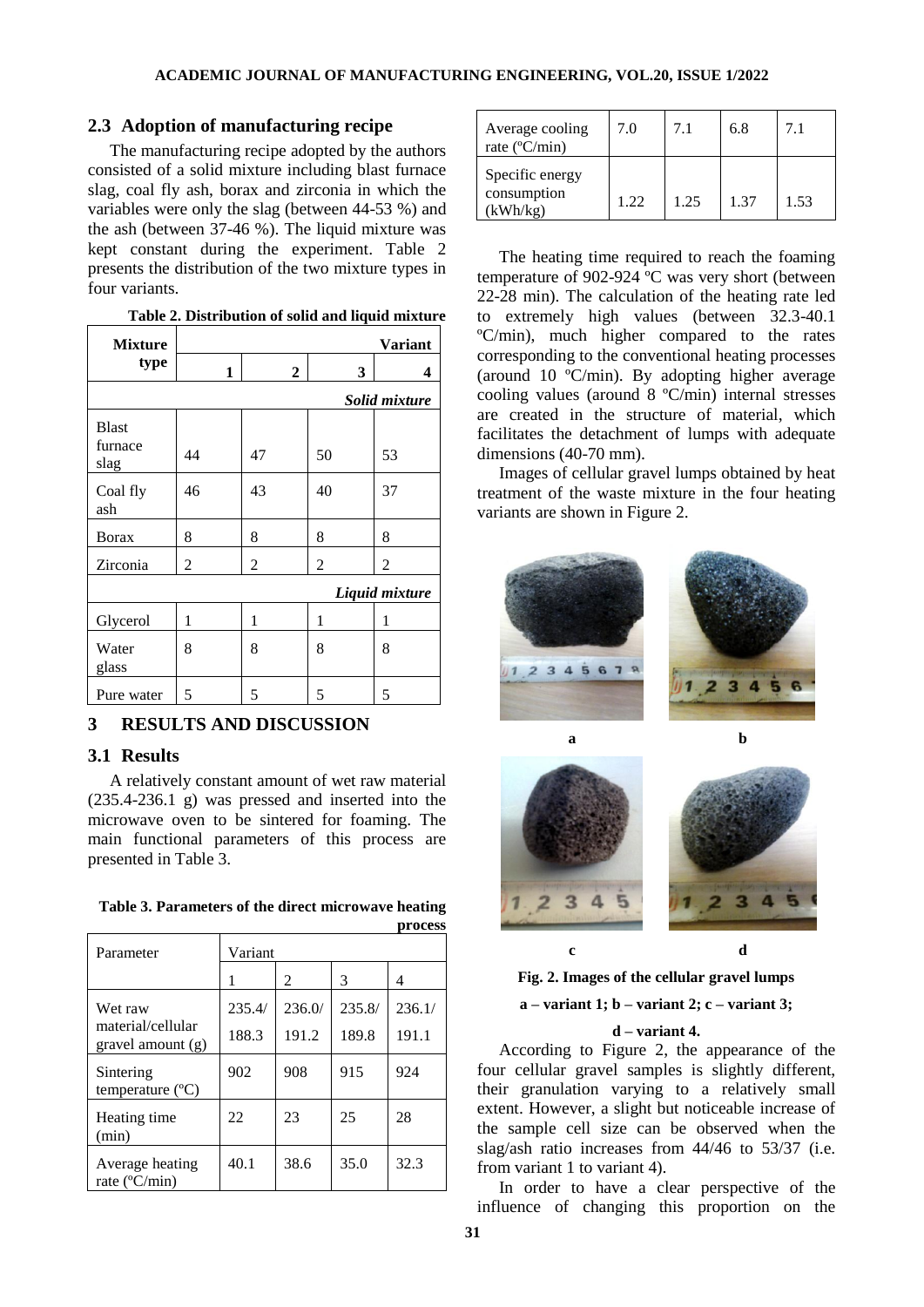## 2.3 Adoption of manufacturing recipe

The manufacturing recipe adopted by the authors consisted of a solid mixture including blast furnace slag, coal fly ash, borax and zirconia in which the variables were only the slag (between 44-53 %) and the ash (between 37-46 %). The liquid mixture was kept constant during the experiment. Table 2 presents the distribution of the two mixture types in four variants.

**Table 2. Distribution of solid and liquid mixture**

| Mixture type | Variant | | | |
|---|---|---|---|---|
| | 1 | 2 | 3 | 4 |
| *Solid mixture* | | | | |
| Blast furnace slag | 44 | 47 | 50 | 53 |
| Coal fly ash | 46 | 43 | 40 | 37 |
| Borax | 8 | 8 | 8 | 8 |
| Zirconia | 2 | 2 | 2 | 2 |
| *Liquid mixture* | | | | |
| Glycerol | 1 | 1 | 1 | 1 |
| Water glass | 8 | 8 | 8 | 8 |
| Pure water | 5 | 5 | 5 | 5 |

## 3 RESULTS AND DISCUSSION

### 3.1 Results

A relatively constant amount of wet raw material (235.4-236.1 g) was pressed and inserted into the microwave oven to be sintered for foaming. The main functional parameters of this process are presented in Table 3.

**Table 3. Parameters of the direct microwave heating process**

| Parameter | Variant | | | |
|---|---|---|---|---|
| | 1 | 2 | 3 | 4 |
| Wet raw material/cellular gravel amount (g) | 235.4/ 188.3 | 236.0/ 191.2 | 235.8/ 189.8 | 236.1/ 191.1 |
| Sintering temperature (ºC) | 902 | 908 | 915 | 924 |
| Heating time (min) | 22 | 23 | 25 | 28 |
| Average heating rate (ºC/min) | 40.1 | 38.6 | 35.0 | 32.3 |
| Average cooling rate (ºC/min) | 7.0 | 7.1 | 6.8 | 7.1 |
| Specific energy consumption (kWh/kg) | 1.22 | 1.25 | 1.37 | 1.53 |

The heating time required to reach the foaming temperature of 902-924 ºC was very short (between 22-28 min). The calculation of the heating rate led to extremely high values (between 32.3-40.1 ºC/min), much higher compared to the rates corresponding to the conventional heating processes (around 10 ºC/min). By adopting higher average cooling values (around 8 ºC/min) internal stresses are created in the structure of material, which facilitates the detachment of lumps with adequate dimensions (40-70 mm).

Images of cellular gravel lumps obtained by heat treatment of the waste mixture in the four heating variants are shown in Figure 2.

**Fig. 2. Images of the cellular gravel lumps**

**a – variant 1; b – variant 2; c – variant 3; d – variant 4.**

According to Figure 2, the appearance of the four cellular gravel samples is slightly different, their granulation varying to a relatively small extent. However, a slight but noticeable increase of the sample cell size can be observed when the slag/ash ratio increases from 44/46 to 53/37 (i.e. from variant 1 to variant 4).

In order to have a clear perspective of the influence of changing this proportion on the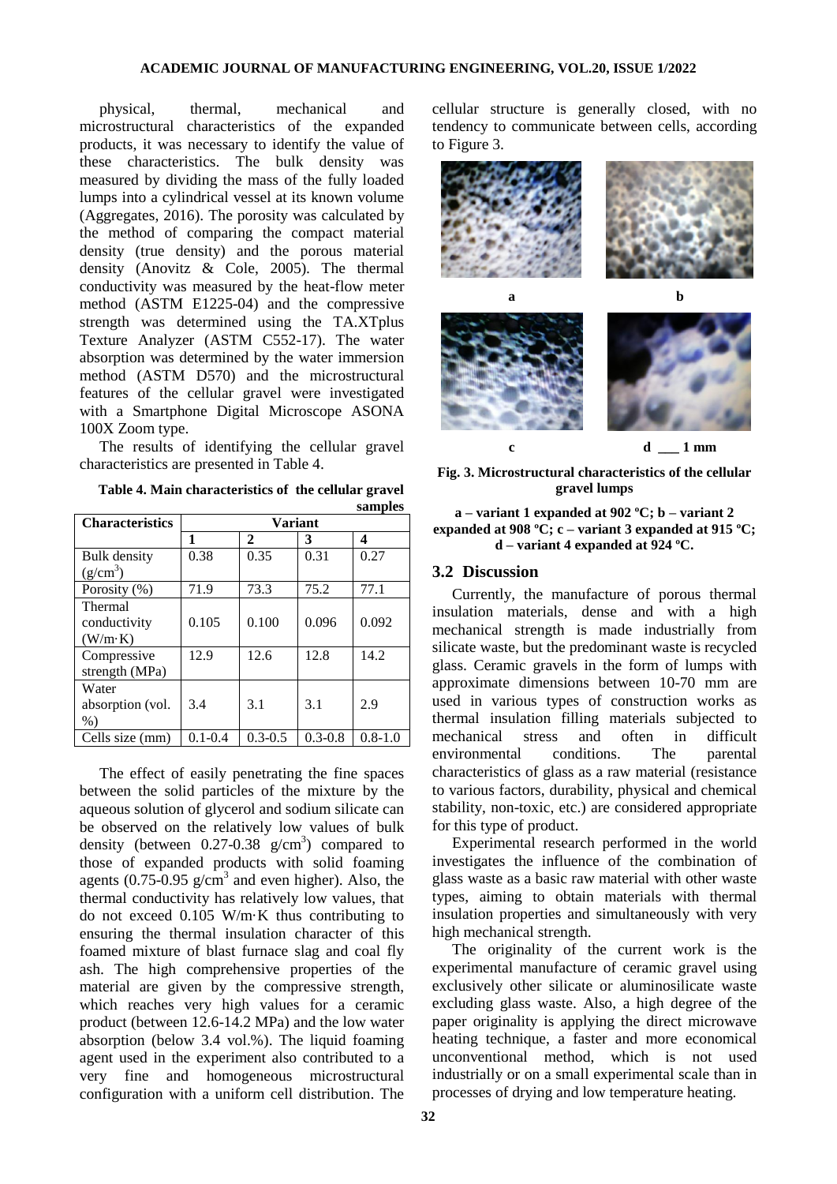physical, thermal, mechanical and microstructural characteristics of the expanded products, it was necessary to identify the value of these characteristics. The bulk density was measured by dividing the mass of the fully loaded lumps into a cylindrical vessel at its known volume (Aggregates, 2016). The porosity was calculated by the method of comparing the compact material density (true density) and the porous material density (Anovitz & Cole, 2005). The thermal conductivity was measured by the heat-flow meter method (ASTM E1225-04) and the compressive strength was determined using the TA.XTplus Texture Analyzer (ASTM C552-17). The water absorption was determined by the water immersion method (ASTM D570) and the microstructural features of the cellular gravel were investigated with a Smartphone Digital Microscope ASONA 100X Zoom type.

The results of identifying the cellular gravel characteristics are presented in Table 4.

**Table 4. Main characteristics of the cellular gravel samples**

| Characteristics | Variant | | | |
|---|---|---|---|---|
| | **1** | **2** | **3** | **4** |
| Bulk density ($g/cm^3$) | 0.38 | 0.35 | 0.31 | 0.27 |
| Porosity (%) | 71.9 | 73.3 | 75.2 | 77.1 |
| Thermal conductivity (W/m·K) | 0.105 | 0.100 | 0.096 | 0.092 |
| Compressive strength (MPa) | 12.9 | 12.6 | 12.8 | 14.2 |
| Water absorption (vol. %) | 3.4 | 3.1 | 3.1 | 2.9 |
| Cells size (mm) | 0.1-0.4 | 0.3-0.5 | 0.3-0.8 | 0.8-1.0 |

The effect of easily penetrating the fine spaces between the solid particles of the mixture by the aqueous solution of glycerol and sodium silicate can be observed on the relatively low values of bulk density (between 0.27-0.38 $g/cm^3$) compared to those of expanded products with solid foaming agents (0.75-0.95 $g/cm^3$ and even higher). Also, the thermal conductivity has relatively low values, that do not exceed 0.105 W/m·K thus contributing to ensuring the thermal insulation character of this foamed mixture of blast furnace slag and coal fly ash. The high comprehensive properties of the material are given by the compressive strength, which reaches very high values for a ceramic product (between 12.6-14.2 MPa) and the low water absorption (below 3.4 vol.%). The liquid foaming agent used in the experiment also contributed to a very fine and homogeneous microstructural configuration with a uniform cell distribution. The cellular structure is generally closed, with no tendency to communicate between cells, according to Figure 3.

**Fig. 3. Microstructural characteristics of the cellular gravel lumps**

**a – variant 1 expanded at 902 ºC; b – variant 2 expanded at 908 ºC; c – variant 3 expanded at 915 ºC; d – variant 4 expanded at 924 ºC.**

## 3.2 Discussion

Currently, the manufacture of porous thermal insulation materials, dense and with a high mechanical strength is made industrially from silicate waste, but the predominant waste is recycled glass. Ceramic gravels in the form of lumps with approximate dimensions between 10-70 mm are used in various types of construction works as thermal insulation filling materials subjected to mechanical stress and often in difficult environmental conditions. The parental characteristics of glass as a raw material (resistance to various factors, durability, physical and chemical stability, non-toxic, etc.) are considered appropriate for this type of product.

Experimental research performed in the world investigates the influence of the combination of glass waste as a basic raw material with other waste types, aiming to obtain materials with thermal insulation properties and simultaneously with very high mechanical strength.

The originality of the current work is the experimental manufacture of ceramic gravel using exclusively other silicate or aluminosilicate waste excluding glass waste. Also, a high degree of the paper originality is applying the direct microwave heating technique, a faster and more economical unconventional method, which is not used industrially or on a small experimental scale than in processes of drying and low temperature heating.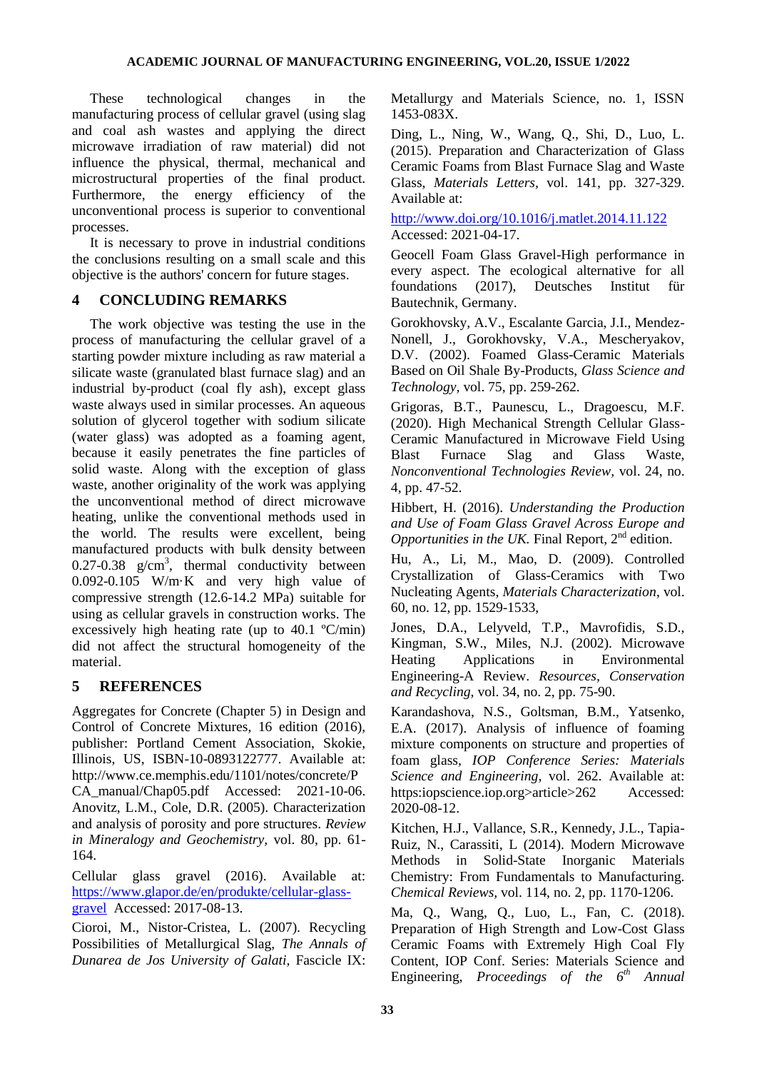These technological changes in the manufacturing process of cellular gravel (using slag and coal ash wastes and applying the direct microwave irradiation of raw material) did not influence the physical, thermal, mechanical and microstructural properties of the final product. Furthermore, the energy efficiency of the unconventional process is superior to conventional processes.

It is necessary to prove in industrial conditions the conclusions resulting on a small scale and this objective is the authors' concern for future stages.

## 4 CONCLUDING REMARKS

The work objective was testing the use in the process of manufacturing the cellular gravel of a starting powder mixture including as raw material a silicate waste (granulated blast furnace slag) and an industrial by-product (coal fly ash), except glass waste always used in similar processes. An aqueous solution of glycerol together with sodium silicate (water glass) was adopted as a foaming agent, because it easily penetrates the fine particles of solid waste. Along with the exception of glass waste, another originality of the work was applying the unconventional method of direct microwave heating, unlike the conventional methods used in the world. The results were excellent, being manufactured products with bulk density between 0.27-0.38 g/cm$^3$, thermal conductivity between 0.092-0.105 W/m·K and very high value of compressive strength (12.6-14.2 MPa) suitable for using as cellular gravels in construction works. The excessively high heating rate (up to 40.1 ºC/min) did not affect the structural homogeneity of the material.

## 5 REFERENCES

Aggregates for Concrete (Chapter 5) in Design and Control of Concrete Mixtures, 16 edition (2016), publisher: Portland Cement Association, Skokie, Illinois, US, ISBN-10-0893122777. Available at: http://www.ce.memphis.edu/1101/notes/concrete/PCA_manual/Chap05.pdf Accessed: 2021-10-06.

Anovitz, L.M., Cole, D.R. (2005). Characterization and analysis of porosity and pore structures. *Review in Mineralogy and Geochemistry,* vol. 80, pp. 61-164.

Cellular glass gravel (2016). Available at: https://www.glapor.de/en/produkte/cellular-glass-gravel Accessed: 2017-08-13.

Cioroi, M., Nistor-Cristea, L. (2007). Recycling Possibilities of Metallurgical Slag, *The Annals of Dunarea de Jos University of Galati,* Fascicle IX: Metallurgy and Materials Science, no. 1, ISSN 1453-083X.

Ding, L., Ning, W., Wang, Q., Shi, D., Luo, L. (2015). Preparation and Characterization of Glass Ceramic Foams from Blast Furnace Slag and Waste Glass, *Materials Letters,* vol. 141, pp. 327-329. Available at: http://www.doi.org/10.1016/j.matlet.2014.11.122 Accessed: 2021-04-17.

Geocell Foam Glass Gravel-High performance in every aspect. The ecological alternative for all foundations (2017), Deutsches Institut für Bautechnik, Germany.

Gorokhovsky, A.V., Escalante Garcia, J.I., Mendez-Nonell, J., Gorokhovsky, V.A., Mescheryakov, D.V. (2002). Foamed Glass-Ceramic Materials Based on Oil Shale By-Products, *Glass Science and Technology,* vol. 75, pp. 259-262.

Grigoras, B.T., Paunescu, L., Dragoescu, M.F. (2020). High Mechanical Strength Cellular Glass-Ceramic Manufactured in Microwave Field Using Blast Furnace Slag and Glass Waste, *Nonconventional Technologies Review,* vol. 24, no. 4, pp. 47-52.

Hibbert, H. (2016). *Understanding the Production and Use of Foam Glass Gravel Across Europe and Opportunities in the UK.* Final Report, 2nd edition.

Hu, A., Li, M., Mao, D. (2009). Controlled Crystallization of Glass-Ceramics with Two Nucleating Agents, *Materials Characterization*, vol. 60, no. 12, pp. 1529-1533,

Jones, D.A., Lelyveld, T.P., Mavrofidis, S.D., Kingman, S.W., Miles, N.J. (2002). Microwave Heating Applications in Environmental Engineering-A Review. *Resources, Conservation and Recycling,* vol. 34, no. 2, pp. 75-90.

Karandashova, N.S., Goltsman, B.M., Yatsenko, E.A. (2017). Analysis of influence of foaming mixture components on structure and properties of foam glass, *IOP Conference Series: Materials Science and Engineering*, vol. 262. Available at: https:iopscience.iop.org>article>262 Accessed: 2020-08-12.

Kitchen, H.J., Vallance, S.R., Kennedy, J.L., Tapia-Ruiz, N., Carassiti, L (2014). Modern Microwave Methods in Solid-State Inorganic Materials Chemistry: From Fundamentals to Manufacturing. *Chemical Reviews,* vol. 114, no. 2, pp. 1170-1206.

Ma, Q., Wang, Q., Luo, L., Fan, C. (2018). Preparation of High Strength and Low-Cost Glass Ceramic Foams with Extremely High Coal Fly Ash Content, IOP Conf. Series: Materials Science and Engineering, *Proceedings of the 6th Annual*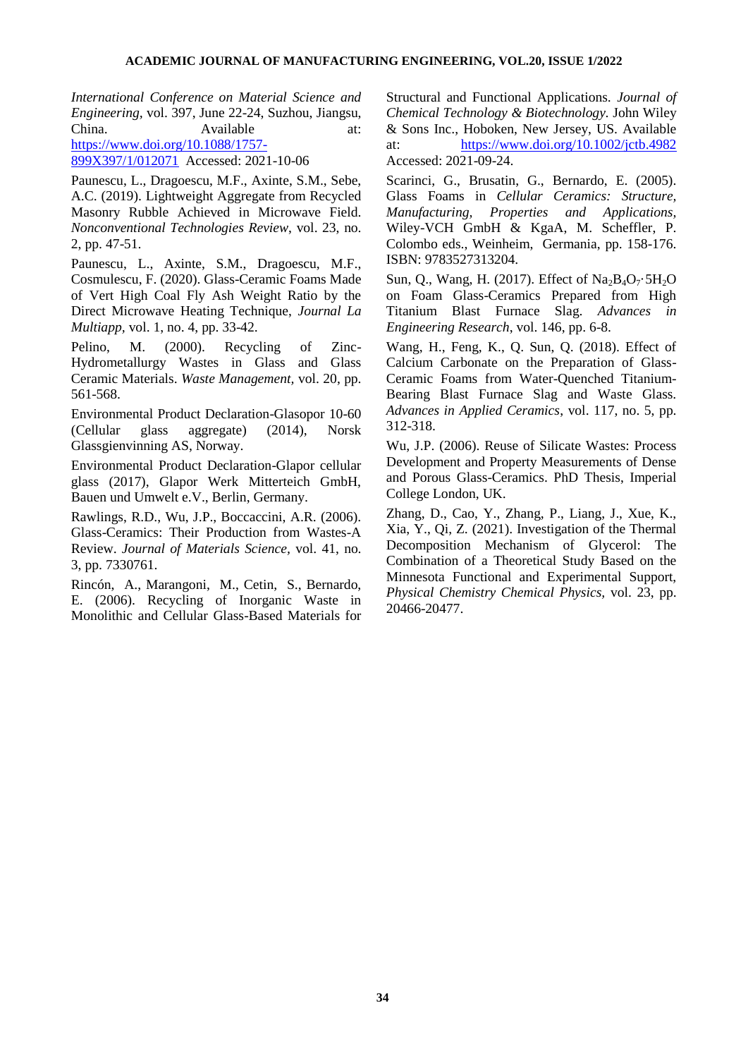*International Conference on Material Science and Engineering*, vol. 397, June 22-24, Suzhou, Jiangsu, China. Available at: https://www.doi.org/10.1088/1757-899X397/1/012071 Accessed: 2021-10-06

Paunescu, L., Dragoescu, M.F., Axinte, S.M., Sebe, A.C. (2019). Lightweight Aggregate from Recycled Masonry Rubble Achieved in Microwave Field. *Nonconventional Technologies Review*, vol. 23, no. 2, pp. 47-51.

Paunescu, L., Axinte, S.M., Dragoescu, M.F., Cosmulescu, F. (2020). Glass-Ceramic Foams Made of Vert High Coal Fly Ash Weight Ratio by the Direct Microwave Heating Technique, *Journal La Multiapp*, vol. 1, no. 4, pp. 33-42.

Pelino, M. (2000). Recycling of Zinc-Hydrometallurgy Wastes in Glass and Glass Ceramic Materials. *Waste Management*, vol. 20, pp. 561-568.

Environmental Product Declaration-Glasopor 10-60 (Cellular glass aggregate) (2014), Norsk Glassgienvinning AS, Norway.

Environmental Product Declaration-Glapor cellular glass (2017), Glapor Werk Mitterteich GmbH, Bauen und Umwelt e.V., Berlin, Germany.

Rawlings, R.D., Wu, J.P., Boccaccini, A.R. (2006). Glass-Ceramics: Their Production from Wastes-A Review. *Journal of Materials Science*, vol. 41, no. 3, pp. 7330761.

Rincón, A., Marangoni, M., Cetin, S., Bernardo, E. (2006). Recycling of Inorganic Waste in Monolithic and Cellular Glass-Based Materials for Structural and Functional Applications. *Journal of Chemical Technology & Biotechnology.* John Wiley & Sons Inc., Hoboken, New Jersey, US. Available at: https://www.doi.org/10.1002/jctb.4982 Accessed: 2021-09-24.

Scarinci, G., Brusatin, G., Bernardo, E. (2005). Glass Foams in *Cellular Ceramics: Structure, Manufacturing, Properties and Applications*, Wiley-VCH GmbH & KgaA, M. Scheffler, P. Colombo eds., Weinheim, Germania, pp. 158-176. ISBN: 9783527313204.

Sun, Q., Wang, H. (2017). Effect of $Na_2B_4O_7 \cdot 5H_2O$ on Foam Glass-Ceramics Prepared from High Titanium Blast Furnace Slag. *Advances in Engineering Research*, vol. 146, pp. 6-8.

Wang, H., Feng, K., Q. Sun, Q. (2018). Effect of Calcium Carbonate on the Preparation of Glass-Ceramic Foams from Water-Quenched Titanium-Bearing Blast Furnace Slag and Waste Glass. *Advances in Applied Ceramics*, vol. 117, no. 5, pp. 312-318.

Wu, J.P. (2006). Reuse of Silicate Wastes: Process Development and Property Measurements of Dense and Porous Glass-Ceramics. PhD Thesis, Imperial College London, UK.

Zhang, D., Cao, Y., Zhang, P., Liang, J., Xue, K., Xia, Y., Qi, Z. (2021). Investigation of the Thermal Decomposition Mechanism of Glycerol: The Combination of a Theoretical Study Based on the Minnesota Functional and Experimental Support, *Physical Chemistry Chemical Physics*, vol. 23, pp. 20466-20477.